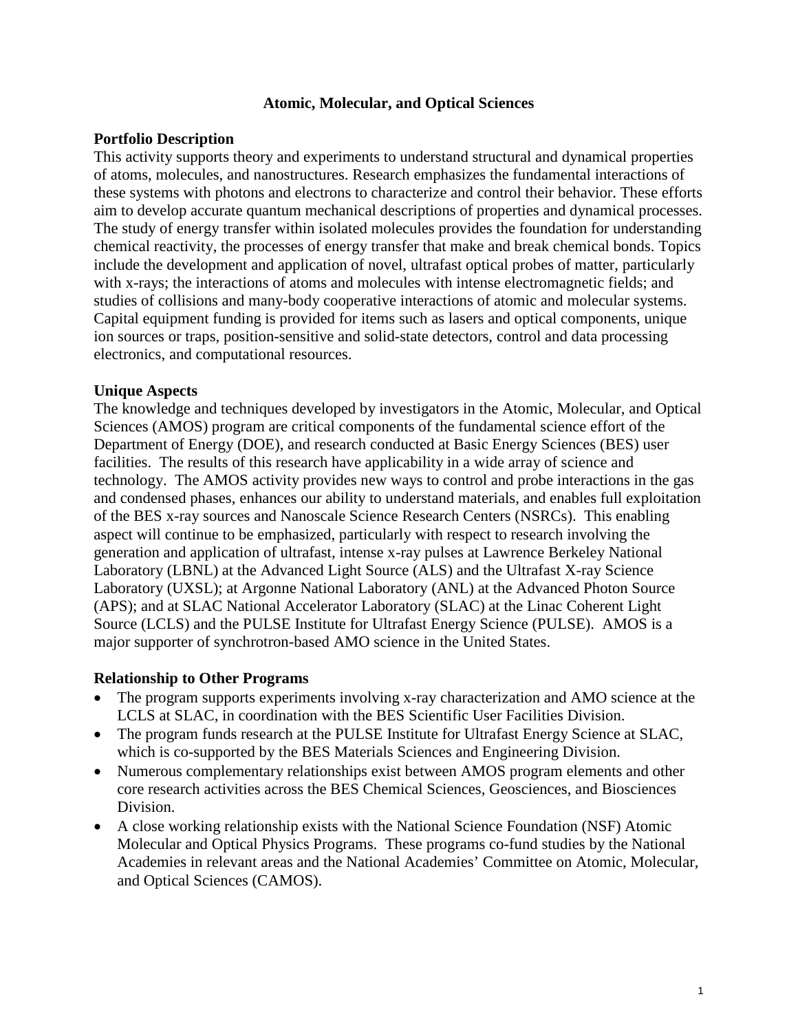# Atomic, Molecular, and Optical Sciences

## Portfolio Description

This activity supports theory and experiments to understand structural and dynamical properties of atoms, molecules, and nanostructures. Research emphasizes the fundamental interactions of these systems with photons and electrons to characterize and control their behavior. These efforts aim to develop accurate quantum mechanical descriptions of properties and dynamical processes. The study of energy transfer within isolated molecules provides the foundation for understanding chemical reactivity, the processes of energy transfer that make and break chemical bonds. Topics include the development and application of novel, ultrafast optical probes of matter, particularly with x-rays; the interactions of atoms and molecules with intense electromagnetic fields; and studies of collisions and many-body cooperative interactions of atomic and molecular systems. Capital equipment funding is provided for items such as lasers and optical components, unique ion sources or traps, position-sensitive and solid-state detectors, control and data processing electronics, and computational resources.

## Unique Aspects

The knowledge and techniques developed by investigators in the Atomic, Molecular, and Optical Sciences (AMOS) program are critical components of the fundamental science effort of the Department of Energy (DOE), and research conducted at Basic Energy Sciences (BES) user facilities. The results of this research have applicability in a wide array of science and technology. The AMOS activity provides new ways to control and probe interactions in the gas and condensed phases, enhances our ability to understand materials, and enables full exploitation of the BES x-ray sources and Nanoscale Science Research Centers (NSRCs). This enabling aspect will continue to be emphasized, particularly with respect to research involving the generation and application of ultrafast, intense x-ray pulses at Lawrence Berkeley National Laboratory (LBNL) at the Advanced Light Source (ALS) and the Ultrafast X-ray Science Laboratory (UXSL); at Argonne National Laboratory (ANL) at the Advanced Photon Source (APS); and at SLAC National Accelerator Laboratory (SLAC) at the Linac Coherent Light Source (LCLS) and the PULSE Institute for Ultrafast Energy Science (PULSE). AMOS is a major supporter of synchrotron-based AMO science in the United States.

## Relationship to Other Programs

- The program supports experiments involving x-ray characterization and AMO science at the LCLS at SLAC, in coordination with the BES Scientific User Facilities Division.
- The program funds research at the PULSE Institute for Ultrafast Energy Science at SLAC, which is co-supported by the BES Materials Sciences and Engineering Division.
- Numerous complementary relationships exist between AMOS program elements and other core research activities across the BES Chemical Sciences, Geosciences, and Biosciences Division.
- A close working relationship exists with the National Science Foundation (NSF) Atomic Molecular and Optical Physics Programs. These programs co-fund studies by the National Academies in relevant areas and the National Academies' Committee on Atomic, Molecular, and Optical Sciences (CAMOS).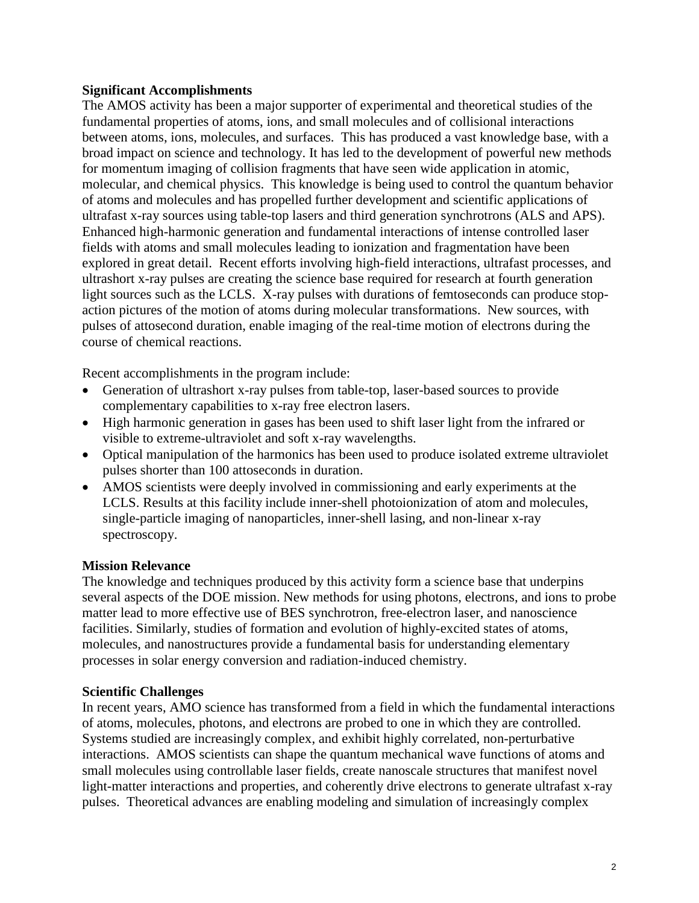**Significant Accomplishments**

The AMOS activity has been a major supporter of experimental and theoretical studies of the fundamental properties of atoms, ions, and small molecules and of collisional interactions between atoms, ions, molecules, and surfaces. This has produced a vast knowledge base, with a broad impact on science and technology. It has led to the development of powerful new methods for momentum imaging of collision fragments that have seen wide application in atomic, molecular, and chemical physics. This knowledge is being used to control the quantum behavior of atoms and molecules and has propelled further development and scientific applications of ultrafast x-ray sources using table-top lasers and third generation synchrotrons (ALS and APS). Enhanced high-harmonic generation and fundamental interactions of intense controlled laser fields with atoms and small molecules leading to ionization and fragmentation have been explored in great detail. Recent efforts involving high-field interactions, ultrafast processes, and ultrashort x-ray pulses are creating the science base required for research at fourth generation light sources such as the LCLS. X-ray pulses with durations of femtoseconds can produce stop-action pictures of the motion of atoms during molecular transformations. New sources, with pulses of attosecond duration, enable imaging of the real-time motion of electrons during the course of chemical reactions.

Recent accomplishments in the program include:

- Generation of ultrashort x-ray pulses from table-top, laser-based sources to provide complementary capabilities to x-ray free electron lasers.
- High harmonic generation in gases has been used to shift laser light from the infrared or visible to extreme-ultraviolet and soft x-ray wavelengths.
- Optical manipulation of the harmonics has been used to produce isolated extreme ultraviolet pulses shorter than 100 attoseconds in duration.
- AMOS scientists were deeply involved in commissioning and early experiments at the LCLS. Results at this facility include inner-shell photoionization of atom and molecules, single-particle imaging of nanoparticles, inner-shell lasing, and non-linear x-ray spectroscopy.

**Mission Relevance**

The knowledge and techniques produced by this activity form a science base that underpins several aspects of the DOE mission. New methods for using photons, electrons, and ions to probe matter lead to more effective use of BES synchrotron, free-electron laser, and nanoscience facilities. Similarly, studies of formation and evolution of highly-excited states of atoms, molecules, and nanostructures provide a fundamental basis for understanding elementary processes in solar energy conversion and radiation-induced chemistry.

**Scientific Challenges**

In recent years, AMO science has transformed from a field in which the fundamental interactions of atoms, molecules, photons, and electrons are probed to one in which they are controlled. Systems studied are increasingly complex, and exhibit highly correlated, non-perturbative interactions. AMOS scientists can shape the quantum mechanical wave functions of atoms and small molecules using controllable laser fields, create nanoscale structures that manifest novel light-matter interactions and properties, and coherently drive electrons to generate ultrafast x-ray pulses. Theoretical advances are enabling modeling and simulation of increasingly complex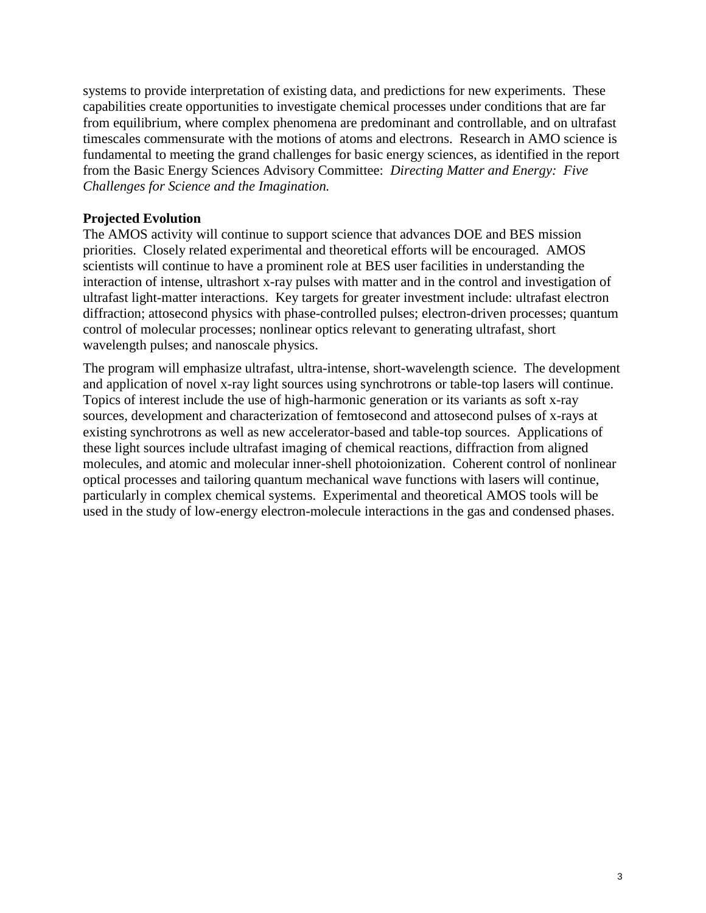systems to provide interpretation of existing data, and predictions for new experiments. These capabilities create opportunities to investigate chemical processes under conditions that are far from equilibrium, where complex phenomena are predominant and controllable, and on ultrafast timescales commensurate with the motions of atoms and electrons. Research in AMO science is fundamental to meeting the grand challenges for basic energy sciences, as identified in the report from the Basic Energy Sciences Advisory Committee: *Directing Matter and Energy: Five Challenges for Science and the Imagination.*

**Projected Evolution**

The AMOS activity will continue to support science that advances DOE and BES mission priorities. Closely related experimental and theoretical efforts will be encouraged. AMOS scientists will continue to have a prominent role at BES user facilities in understanding the interaction of intense, ultrashort x-ray pulses with matter and in the control and investigation of ultrafast light-matter interactions. Key targets for greater investment include: ultrafast electron diffraction; attosecond physics with phase-controlled pulses; electron-driven processes; quantum control of molecular processes; nonlinear optics relevant to generating ultrafast, short wavelength pulses; and nanoscale physics.

The program will emphasize ultrafast, ultra-intense, short-wavelength science. The development and application of novel x-ray light sources using synchrotrons or table-top lasers will continue. Topics of interest include the use of high-harmonic generation or its variants as soft x-ray sources, development and characterization of femtosecond and attosecond pulses of x-rays at existing synchrotrons as well as new accelerator-based and table-top sources. Applications of these light sources include ultrafast imaging of chemical reactions, diffraction from aligned molecules, and atomic and molecular inner-shell photoionization. Coherent control of nonlinear optical processes and tailoring quantum mechanical wave functions with lasers will continue, particularly in complex chemical systems. Experimental and theoretical AMOS tools will be used in the study of low-energy electron-molecule interactions in the gas and condensed phases.